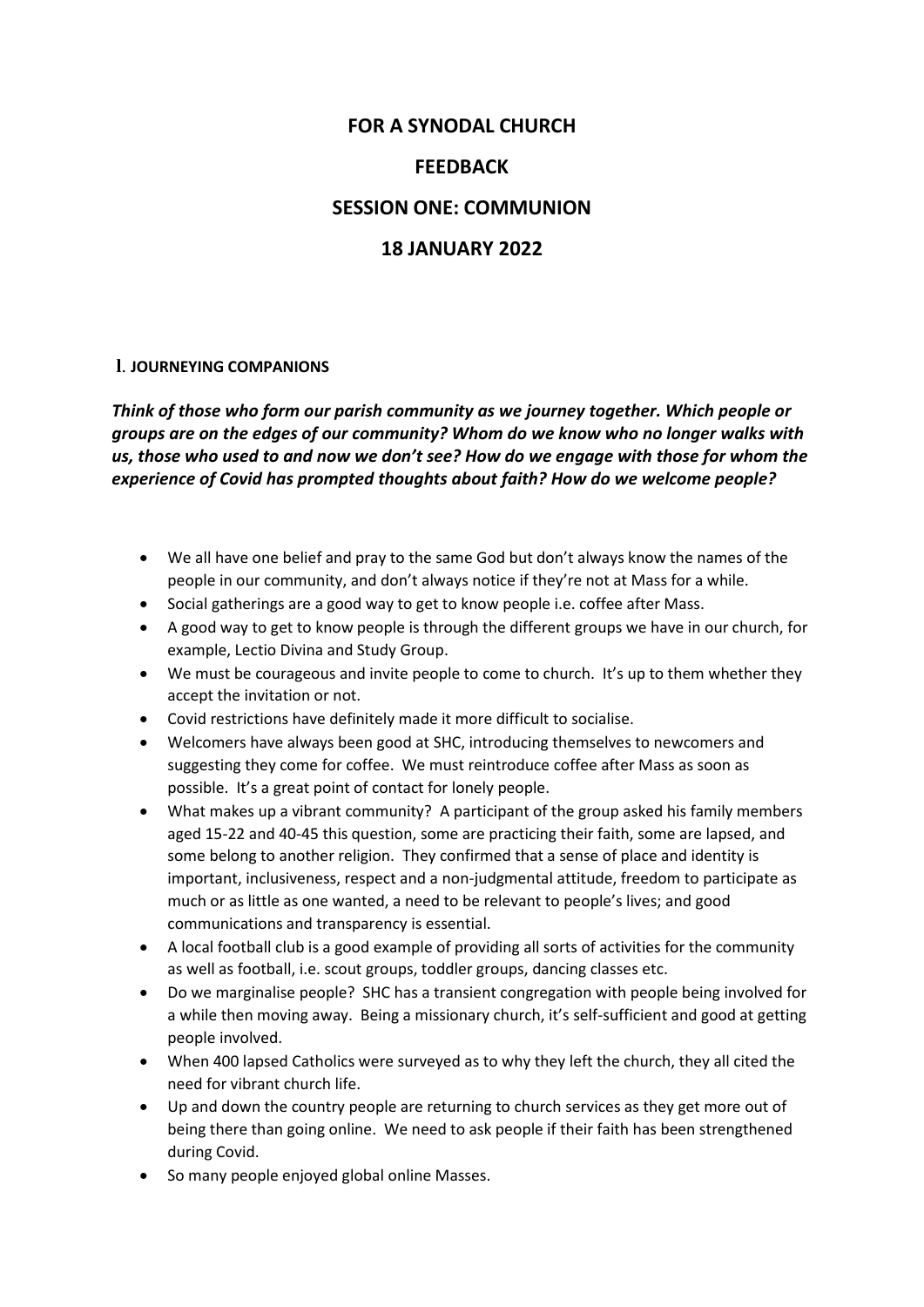# FOR A SYNODAL CHURCH

# FEEDBACK

# SESSION ONE: COMMUNION

# 18 JANUARY 2022

## I. JOURNEYING COMPANIONS

***Think of those who form our parish community as we journey together. Which people or groups are on the edges of our community? Whom do we know who no longer walks with us, those who used to and now we don't see? How do we engage with those for whom the experience of Covid has prompted thoughts about faith? How do we welcome people?***

- We all have one belief and pray to the same God but don't always know the names of the people in our community, and don't always notice if they're not at Mass for a while.
- Social gatherings are a good way to get to know people i.e. coffee after Mass.
- A good way to get to know people is through the different groups we have in our church, for example, Lectio Divina and Study Group.
- We must be courageous and invite people to come to church. It's up to them whether they accept the invitation or not.
- Covid restrictions have definitely made it more difficult to socialise.
- Welcomers have always been good at SHC, introducing themselves to newcomers and suggesting they come for coffee. We must reintroduce coffee after Mass as soon as possible. It's a great point of contact for lonely people.
- What makes up a vibrant community? A participant of the group asked his family members aged 15-22 and 40-45 this question, some are practicing their faith, some are lapsed, and some belong to another religion. They confirmed that a sense of place and identity is important, inclusiveness, respect and a non-judgmental attitude, freedom to participate as much or as little as one wanted, a need to be relevant to people's lives; and good communications and transparency is essential.
- A local football club is a good example of providing all sorts of activities for the community as well as football, i.e. scout groups, toddler groups, dancing classes etc.
- Do we marginalise people? SHC has a transient congregation with people being involved for a while then moving away. Being a missionary church, it's self-sufficient and good at getting people involved.
- When 400 lapsed Catholics were surveyed as to why they left the church, they all cited the need for vibrant church life.
- Up and down the country people are returning to church services as they get more out of being there than going online. We need to ask people if their faith has been strengthened during Covid.
- So many people enjoyed global online Masses.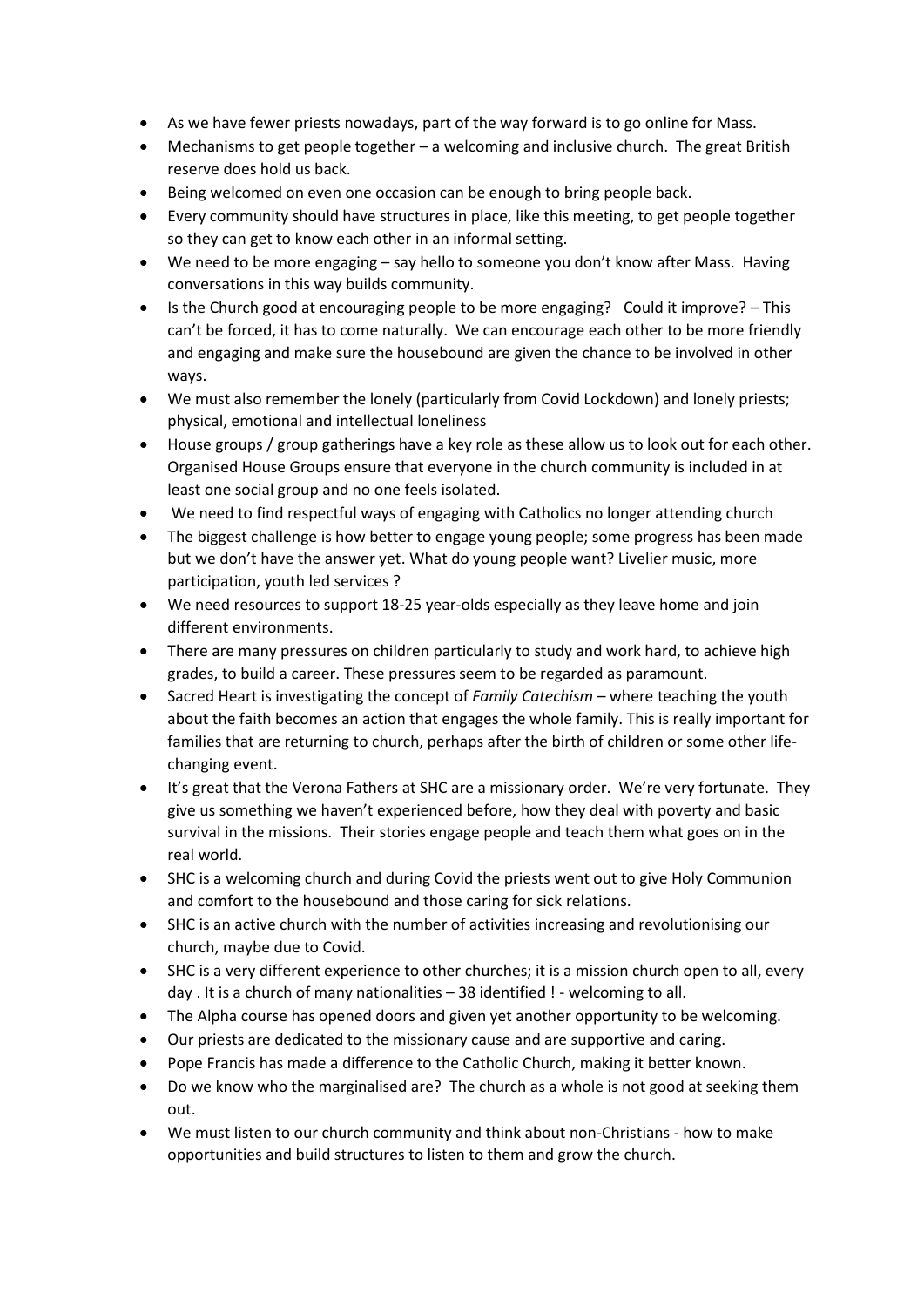- As we have fewer priests nowadays, part of the way forward is to go online for Mass.
- Mechanisms to get people together – a welcoming and inclusive church. The great British reserve does hold us back.
- Being welcomed on even one occasion can be enough to bring people back.
- Every community should have structures in place, like this meeting, to get people together so they can get to know each other in an informal setting.
- We need to be more engaging – say hello to someone you don't know after Mass. Having conversations in this way builds community.
- Is the Church good at encouraging people to be more engaging? Could it improve? – This can't be forced, it has to come naturally. We can encourage each other to be more friendly and engaging and make sure the housebound are given the chance to be involved in other ways.
- We must also remember the lonely (particularly from Covid Lockdown) and lonely priests; physical, emotional and intellectual loneliness
- House groups / group gatherings have a key role as these allow us to look out for each other. Organised House Groups ensure that everyone in the church community is included in at least one social group and no one feels isolated.
- We need to find respectful ways of engaging with Catholics no longer attending church
- The biggest challenge is how better to engage young people; some progress has been made but we don't have the answer yet. What do young people want? Livelier music, more participation, youth led services ?
- We need resources to support 18-25 year-olds especially as they leave home and join different environments.
- There are many pressures on children particularly to study and work hard, to achieve high grades, to build a career. These pressures seem to be regarded as paramount.
- Sacred Heart is investigating the concept of *Family Catechism* – where teaching the youth about the faith becomes an action that engages the whole family. This is really important for families that are returning to church, perhaps after the birth of children or some other life-changing event.
- It's great that the Verona Fathers at SHC are a missionary order. We're very fortunate. They give us something we haven't experienced before, how they deal with poverty and basic survival in the missions. Their stories engage people and teach them what goes on in the real world.
- SHC is a welcoming church and during Covid the priests went out to give Holy Communion and comfort to the housebound and those caring for sick relations.
- SHC is an active church with the number of activities increasing and revolutionising our church, maybe due to Covid.
- SHC is a very different experience to other churches; it is a mission church open to all, every day . It is a church of many nationalities – 38 identified ! - welcoming to all.
- The Alpha course has opened doors and given yet another opportunity to be welcoming.
- Our priests are dedicated to the missionary cause and are supportive and caring.
- Pope Francis has made a difference to the Catholic Church, making it better known.
- Do we know who the marginalised are? The church as a whole is not good at seeking them out.
- We must listen to our church community and think about non-Christians - how to make opportunities and build structures to listen to them and grow the church.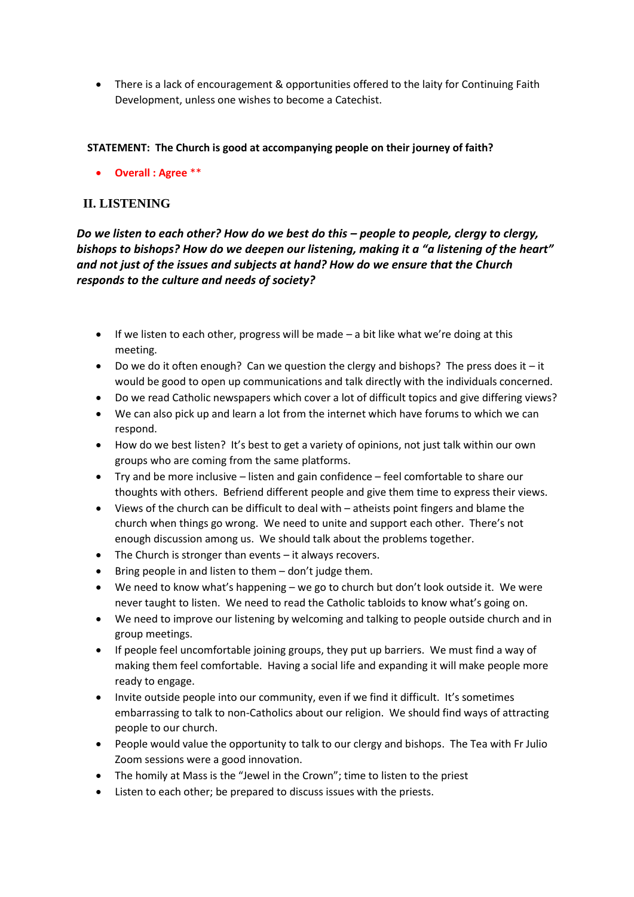- There is a lack of encouragement & opportunities offered to the laity for Continuing Faith Development, unless one wishes to become a Catechist.

**STATEMENT: The Church is good at accompanying people on their journey of faith?**

- **Overall : Agree** **

## II. LISTENING

***Do we listen to each other? How do we best do this – people to people, clergy to clergy, bishops to bishops? How do we deepen our listening, making it a "a listening of the heart" and not just of the issues and subjects at hand? How do we ensure that the Church responds to the culture and needs of society?***

- If we listen to each other, progress will be made – a bit like what we're doing at this meeting.
- Do we do it often enough? Can we question the clergy and bishops? The press does it – it would be good to open up communications and talk directly with the individuals concerned.
- Do we read Catholic newspapers which cover a lot of difficult topics and give differing views?
- We can also pick up and learn a lot from the internet which have forums to which we can respond.
- How do we best listen? It's best to get a variety of opinions, not just talk within our own groups who are coming from the same platforms.
- Try and be more inclusive – listen and gain confidence – feel comfortable to share our thoughts with others. Befriend different people and give them time to express their views.
- Views of the church can be difficult to deal with – atheists point fingers and blame the church when things go wrong. We need to unite and support each other. There's not enough discussion among us. We should talk about the problems together.
- The Church is stronger than events – it always recovers.
- Bring people in and listen to them – don't judge them.
- We need to know what's happening – we go to church but don't look outside it. We were never taught to listen. We need to read the Catholic tabloids to know what's going on.
- We need to improve our listening by welcoming and talking to people outside church and in group meetings.
- If people feel uncomfortable joining groups, they put up barriers. We must find a way of making them feel comfortable. Having a social life and expanding it will make people more ready to engage.
- Invite outside people into our community, even if we find it difficult. It's sometimes embarrassing to talk to non-Catholics about our religion. We should find ways of attracting people to our church.
- People would value the opportunity to talk to our clergy and bishops. The Tea with Fr Julio Zoom sessions were a good innovation.
- The homily at Mass is the "Jewel in the Crown"; time to listen to the priest
- Listen to each other; be prepared to discuss issues with the priests.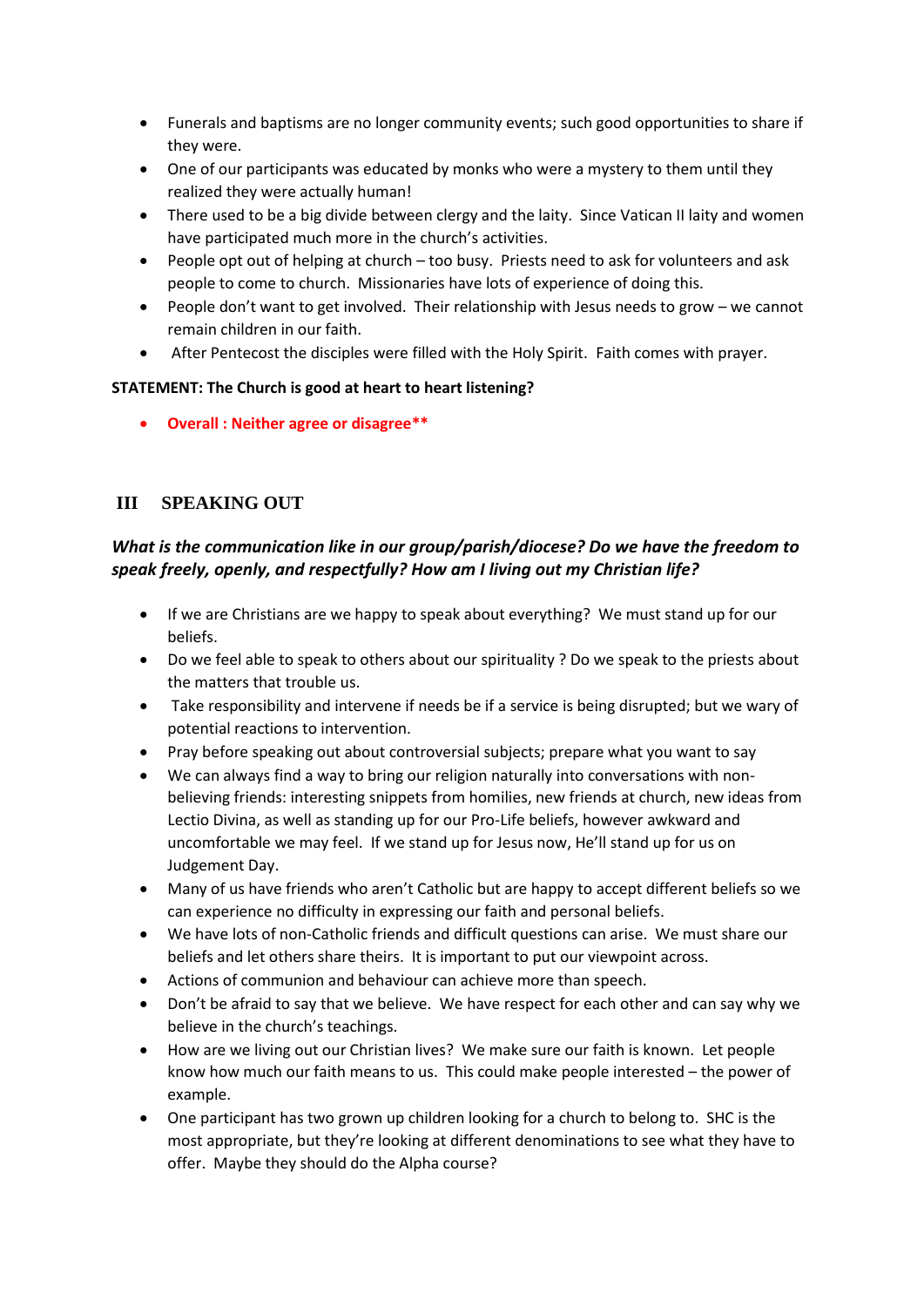- Funerals and baptisms are no longer community events; such good opportunities to share if they were.
- One of our participants was educated by monks who were a mystery to them until they realized they were actually human!
- There used to be a big divide between clergy and the laity. Since Vatican II laity and women have participated much more in the church's activities.
- People opt out of helping at church – too busy. Priests need to ask for volunteers and ask people to come to church. Missionaries have lots of experience of doing this.
- People don't want to get involved. Their relationship with Jesus needs to grow – we cannot remain children in our faith.
- After Pentecost the disciples were filled with the Holy Spirit. Faith comes with prayer.

**STATEMENT: The Church is good at heart to heart listening?**

- **Overall : Neither agree or disagree****

## III SPEAKING OUT

***What is the communication like in our group/parish/diocese? Do we have the freedom to speak freely, openly, and respectfully? How am I living out my Christian life?***

- If we are Christians are we happy to speak about everything? We must stand up for our beliefs.
- Do we feel able to speak to others about our spirituality ? Do we speak to the priests about the matters that trouble us.
- Take responsibility and intervene if needs be if a service is being disrupted; but we wary of potential reactions to intervention.
- Pray before speaking out about controversial subjects; prepare what you want to say
- We can always find a way to bring our religion naturally into conversations with non-believing friends: interesting snippets from homilies, new friends at church, new ideas from Lectio Divina, as well as standing up for our Pro-Life beliefs, however awkward and uncomfortable we may feel. If we stand up for Jesus now, He'll stand up for us on Judgement Day.
- Many of us have friends who aren't Catholic but are happy to accept different beliefs so we can experience no difficulty in expressing our faith and personal beliefs.
- We have lots of non-Catholic friends and difficult questions can arise. We must share our beliefs and let others share theirs. It is important to put our viewpoint across.
- Actions of communion and behaviour can achieve more than speech.
- Don't be afraid to say that we believe. We have respect for each other and can say why we believe in the church's teachings.
- How are we living out our Christian lives? We make sure our faith is known. Let people know how much our faith means to us. This could make people interested – the power of example.
- One participant has two grown up children looking for a church to belong to. SHC is the most appropriate, but they're looking at different denominations to see what they have to offer. Maybe they should do the Alpha course?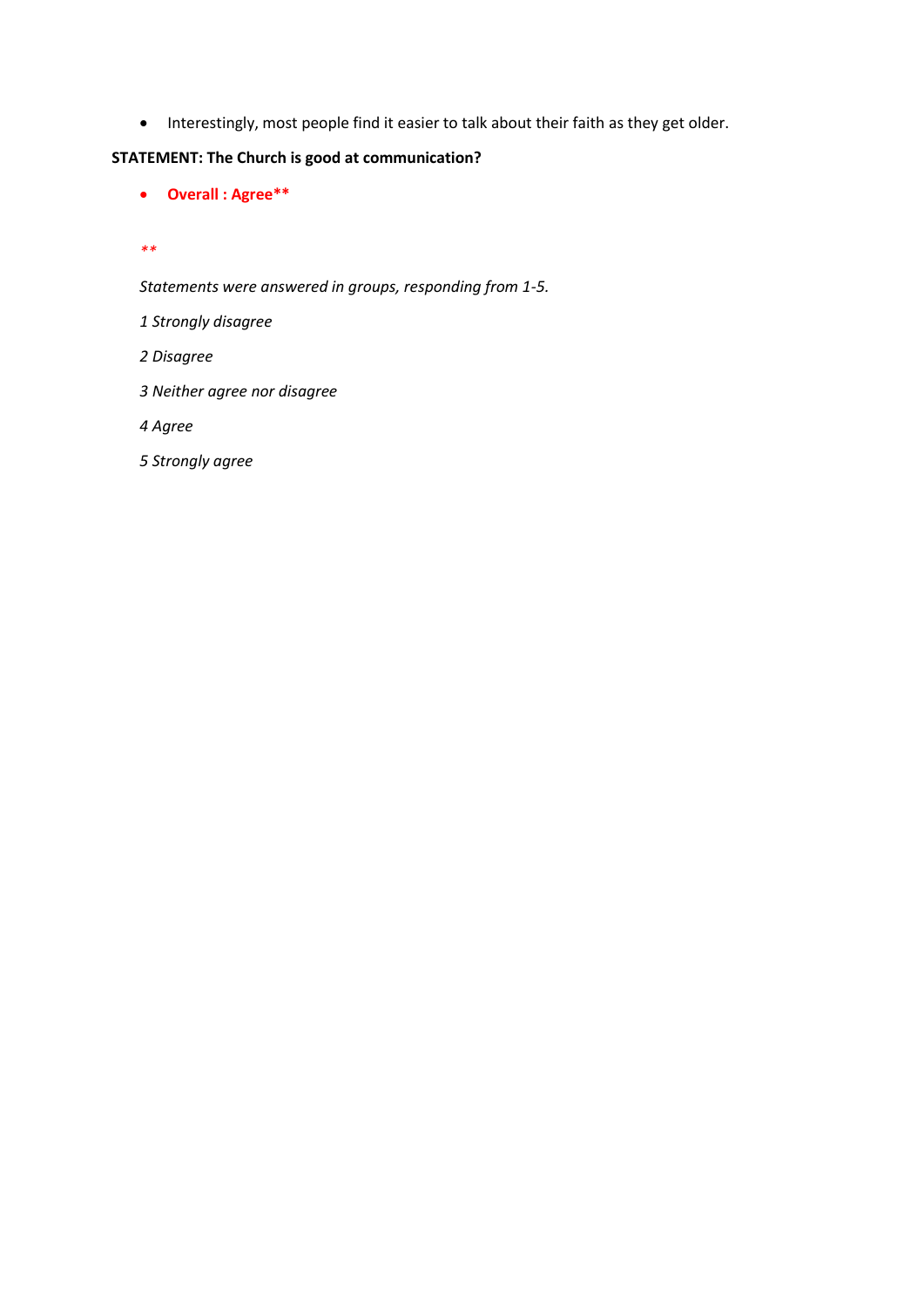- Interestingly, most people find it easier to talk about their faith as they get older.

**STATEMENT: The Church is good at communication?**

- **Overall : Agree****

*\*\**

*Statements were answered in groups, responding from 1-5.*

*1 Strongly disagree*

*2 Disagree*

*3 Neither agree nor disagree*

*4 Agree*

*5 Strongly agree*